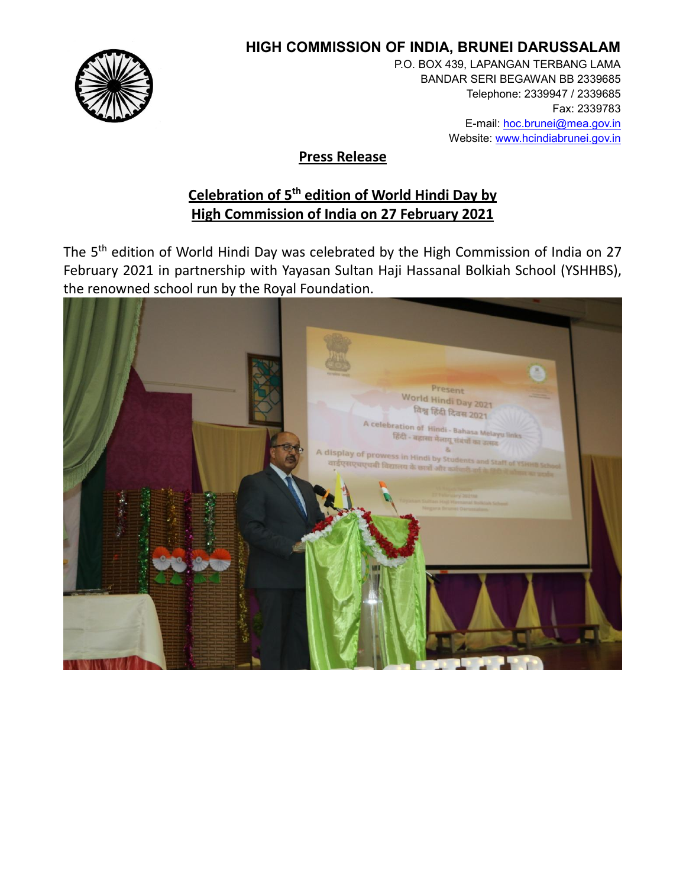# HIGH COMMISSION OF INDIA, BRUNEI DARUSSALAM

P.O. BOX 439, LAPANGAN TERBANG LAMA
BANDAR SERI BEGAWAN BB 2339685
Telephone: 2339947 / 2339685
Fax: 2339783
E-mail: hoc.brunei@mea.gov.in
Website: www.hcindiabrunei.gov.in

## Press Release

## Celebration of 5th edition of World Hindi Day by High Commission of India on 27 February 2021

The 5th edition of World Hindi Day was celebrated by the High Commission of India on 27 February 2021 in partnership with Yayasan Sultan Haji Hassanal Bolkiah School (YSHHBS), the renowned school run by the Royal Foundation.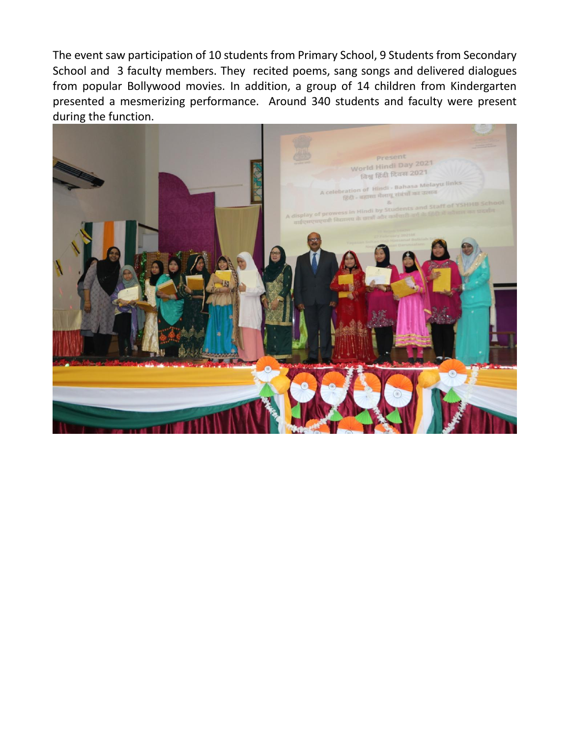The event saw participation of 10 students from Primary School, 9 Students from Secondary School and 3 faculty members. They recited poems, sang songs and delivered dialogues from popular Bollywood movies. In addition, a group of 14 children from Kindergarten presented a mesmerizing performance. Around 340 students and faculty were present during the function.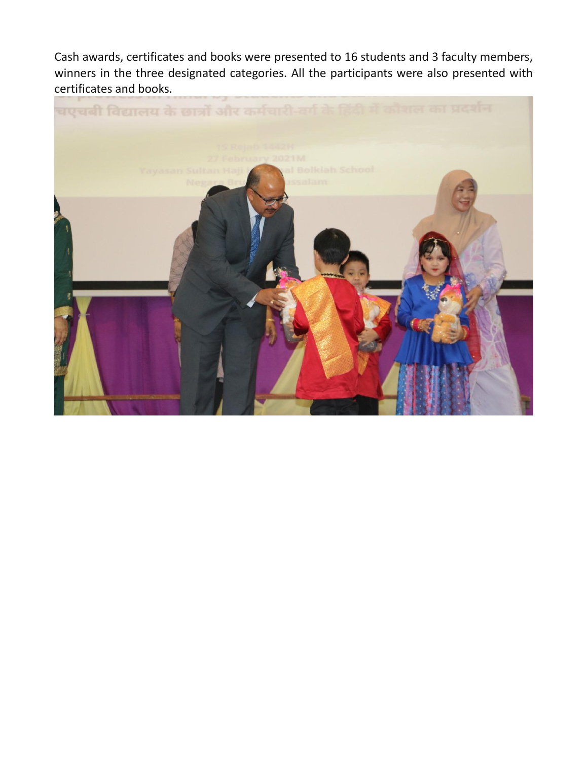Cash awards, certificates and books were presented to 16 students and 3 faculty members, winners in the three designated categories. All the participants were also presented with certificates and books.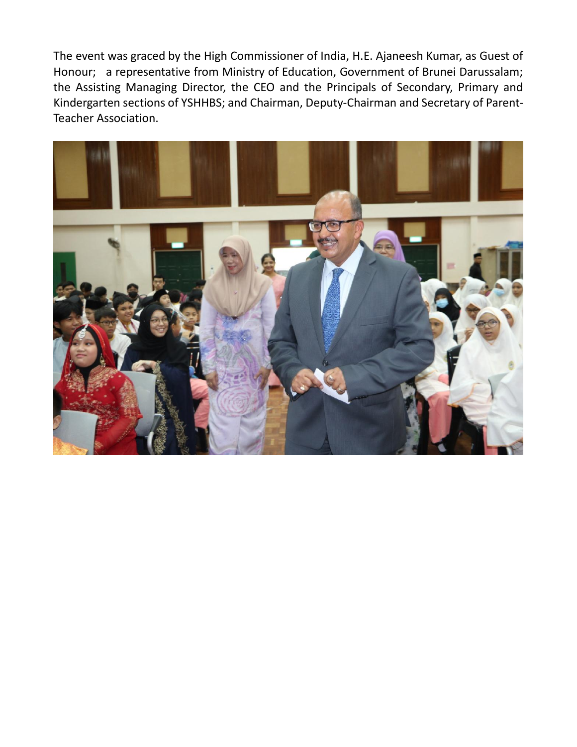The event was graced by the High Commissioner of India, H.E. Ajaneesh Kumar, as Guest of Honour; a representative from Ministry of Education, Government of Brunei Darussalam; the Assisting Managing Director, the CEO and the Principals of Secondary, Primary and Kindergarten sections of YSHHBS; and Chairman, Deputy-Chairman and Secretary of Parent-Teacher Association.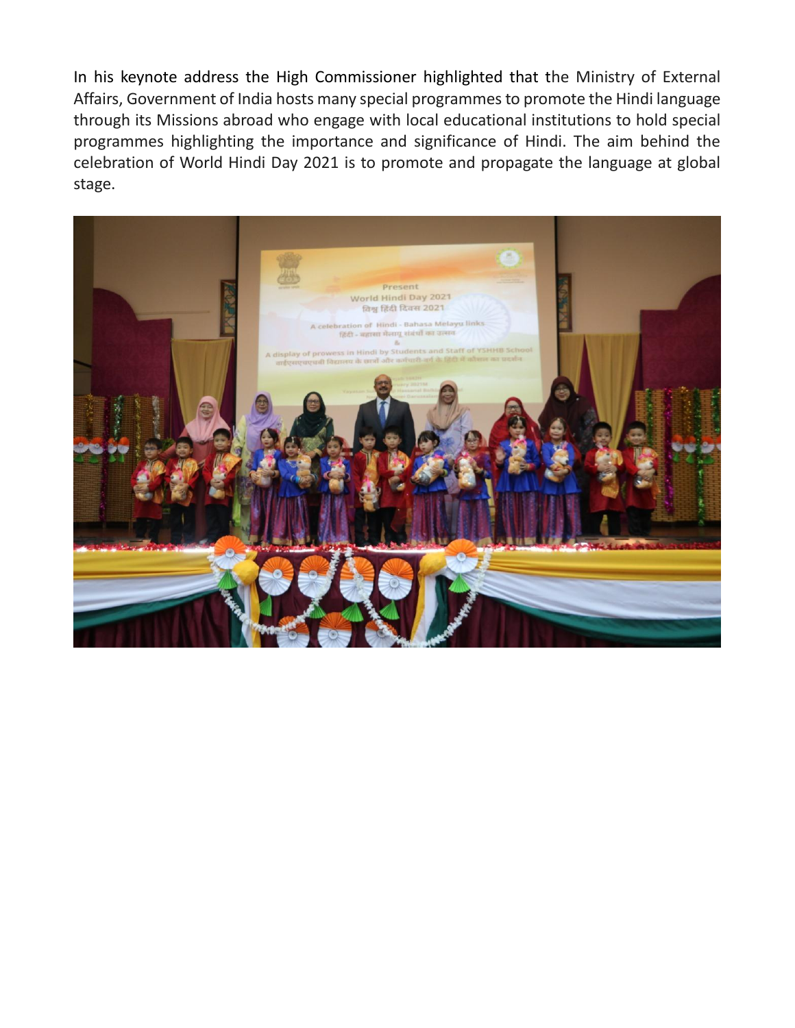In his keynote address the High Commissioner highlighted that the Ministry of External Affairs, Government of India hosts many special programmes to promote the Hindi language through its Missions abroad who engage with local educational institutions to hold special programmes highlighting the importance and significance of Hindi. The aim behind the celebration of World Hindi Day 2021 is to promote and propagate the language at global stage.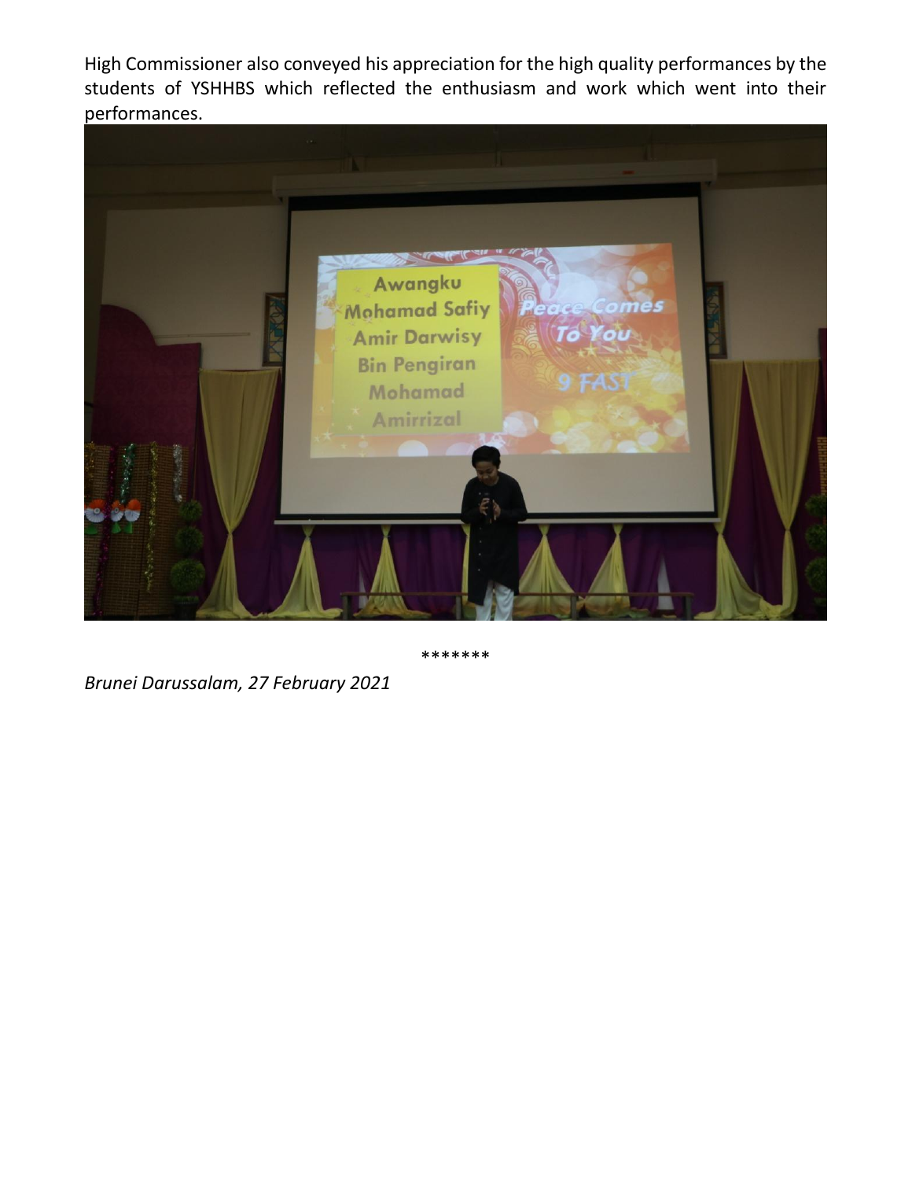High Commissioner also conveyed his appreciation for the high quality performances by the students of YSHHBS which reflected the enthusiasm and work which went into their performances.

*******

*Brunei Darussalam, 27 February 2021*